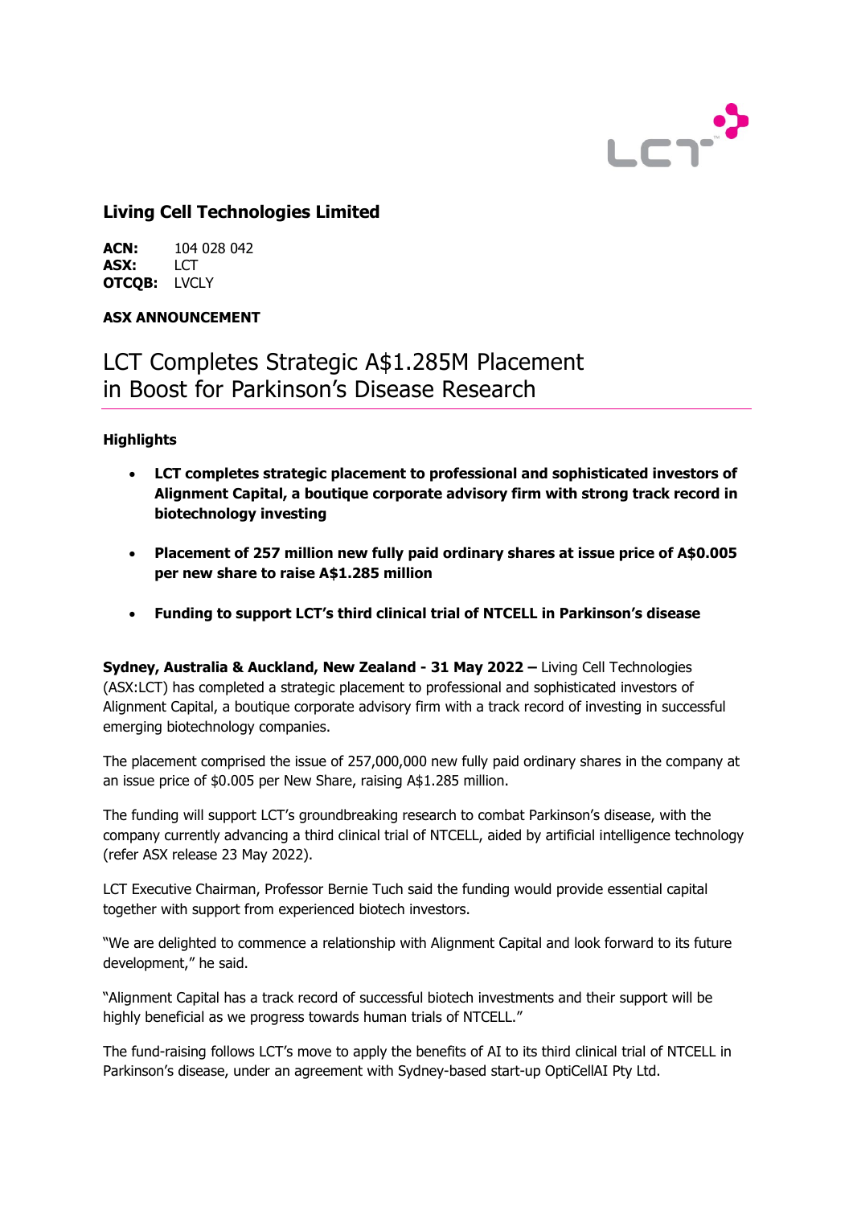## Living Cell Technologies Limited

**ACN:** 104 028 042
**ASX:** LCT
**OTCQB:** LVCLY

**ASX ANNOUNCEMENT**

# LCT Completes Strategic A$1.285M Placement in Boost for Parkinson's Disease Research

### Highlights

- **LCT completes strategic placement to professional and sophisticated investors of Alignment Capital, a boutique corporate advisory firm with strong track record in biotechnology investing**
- **Placement of 257 million new fully paid ordinary shares at issue price of A$0.005 per new share to raise A$1.285 million**
- **Funding to support LCT's third clinical trial of NTCELL in Parkinson's disease**

**Sydney, Australia & Auckland, New Zealand - 31 May 2022 –** Living Cell Technologies (ASX:LCT) has completed a strategic placement to professional and sophisticated investors of Alignment Capital, a boutique corporate advisory firm with a track record of investing in successful emerging biotechnology companies.

The placement comprised the issue of 257,000,000 new fully paid ordinary shares in the company at an issue price of $0.005 per New Share, raising A$1.285 million.

The funding will support LCT's groundbreaking research to combat Parkinson's disease, with the company currently advancing a third clinical trial of NTCELL, aided by artificial intelligence technology (refer ASX release 23 May 2022).

LCT Executive Chairman, Professor Bernie Tuch said the funding would provide essential capital together with support from experienced biotech investors.

"We are delighted to commence a relationship with Alignment Capital and look forward to its future development," he said.

"Alignment Capital has a track record of successful biotech investments and their support will be highly beneficial as we progress towards human trials of NTCELL."

The fund-raising follows LCT's move to apply the benefits of AI to its third clinical trial of NTCELL in Parkinson's disease, under an agreement with Sydney-based start-up OptiCellAI Pty Ltd.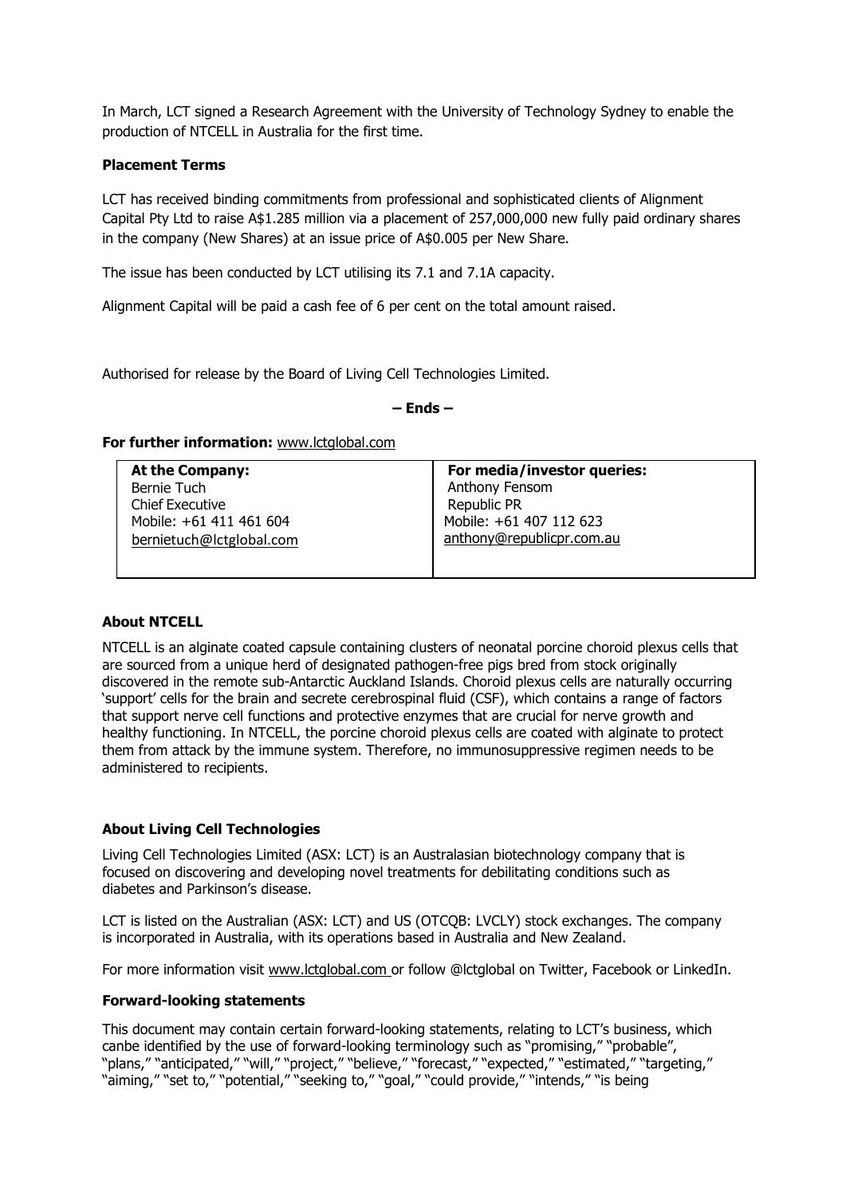In March, LCT signed a Research Agreement with the University of Technology Sydney to enable the production of NTCELL in Australia for the first time.

**Placement Terms**

LCT has received binding commitments from professional and sophisticated clients of Alignment Capital Pty Ltd to raise A$1.285 million via a placement of 257,000,000 new fully paid ordinary shares in the company (New Shares) at an issue price of A$0.005 per New Share.

The issue has been conducted by LCT utilising its 7.1 and 7.1A capacity.

Alignment Capital will be paid a cash fee of 6 per cent on the total amount raised.

Authorised for release by the Board of Living Cell Technologies Limited.

**– Ends –**

**For further information:** www.lctglobal.com

| **At the Company:** | **For media/investor queries:** |
| --- | --- |
| Bernie Tuch | Anthony Fensom |
| Chief Executive | Republic PR |
| Mobile: +61 411 461 604 | Mobile: +61 407 112 623 |
| bernietuch@lctglobal.com | anthony@republicpr.com.au |

**About NTCELL**

NTCELL is an alginate coated capsule containing clusters of neonatal porcine choroid plexus cells that are sourced from a unique herd of designated pathogen-free pigs bred from stock originally discovered in the remote sub-Antarctic Auckland Islands. Choroid plexus cells are naturally occurring 'support' cells for the brain and secrete cerebrospinal fluid (CSF), which contains a range of factors that support nerve cell functions and protective enzymes that are crucial for nerve growth and healthy functioning. In NTCELL, the porcine choroid plexus cells are coated with alginate to protect them from attack by the immune system. Therefore, no immunosuppressive regimen needs to be administered to recipients.

**About Living Cell Technologies**

Living Cell Technologies Limited (ASX: LCT) is an Australasian biotechnology company that is focused on discovering and developing novel treatments for debilitating conditions such as diabetes and Parkinson's disease.

LCT is listed on the Australian (ASX: LCT) and US (OTCQB: LVCLY) stock exchanges. The company is incorporated in Australia, with its operations based in Australia and New Zealand.

For more information visit www.lctglobal.com or follow @lctglobal on Twitter, Facebook or LinkedIn.

**Forward-looking statements**

This document may contain certain forward-looking statements, relating to LCT's business, which canbe identified by the use of forward-looking terminology such as "promising," "probable", "plans," "anticipated," "will," "project," "believe," "forecast," "expected," "estimated," "targeting," "aiming," "set to," "potential," "seeking to," "goal," "could provide," "intends," "is being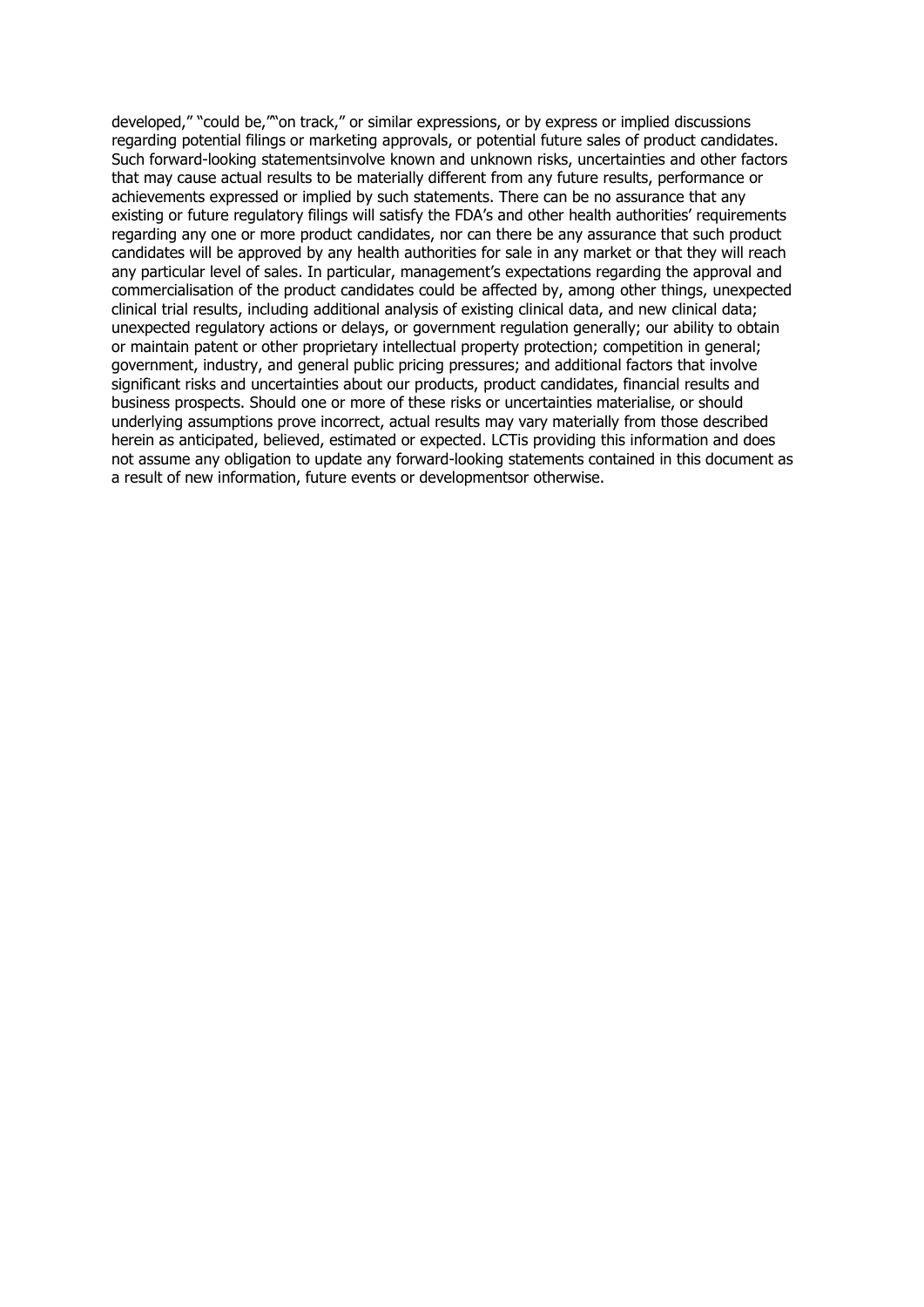developed," "could be,""on track," or similar expressions, or by express or implied discussions regarding potential filings or marketing approvals, or potential future sales of product candidates. Such forward-looking statementsinvolve known and unknown risks, uncertainties and other factors that may cause actual results to be materially different from any future results, performance or achievements expressed or implied by such statements. There can be no assurance that any existing or future regulatory filings will satisfy the FDA's and other health authorities' requirements regarding any one or more product candidates, nor can there be any assurance that such product candidates will be approved by any health authorities for sale in any market or that they will reach any particular level of sales. In particular, management's expectations regarding the approval and commercialisation of the product candidates could be affected by, among other things, unexpected clinical trial results, including additional analysis of existing clinical data, and new clinical data; unexpected regulatory actions or delays, or government regulation generally; our ability to obtain or maintain patent or other proprietary intellectual property protection; competition in general; government, industry, and general public pricing pressures; and additional factors that involve significant risks and uncertainties about our products, product candidates, financial results and business prospects. Should one or more of these risks or uncertainties materialise, or should underlying assumptions prove incorrect, actual results may vary materially from those described herein as anticipated, believed, estimated or expected. LCTis providing this information and does not assume any obligation to update any forward-looking statements contained in this document as a result of new information, future events or developmentsor otherwise.